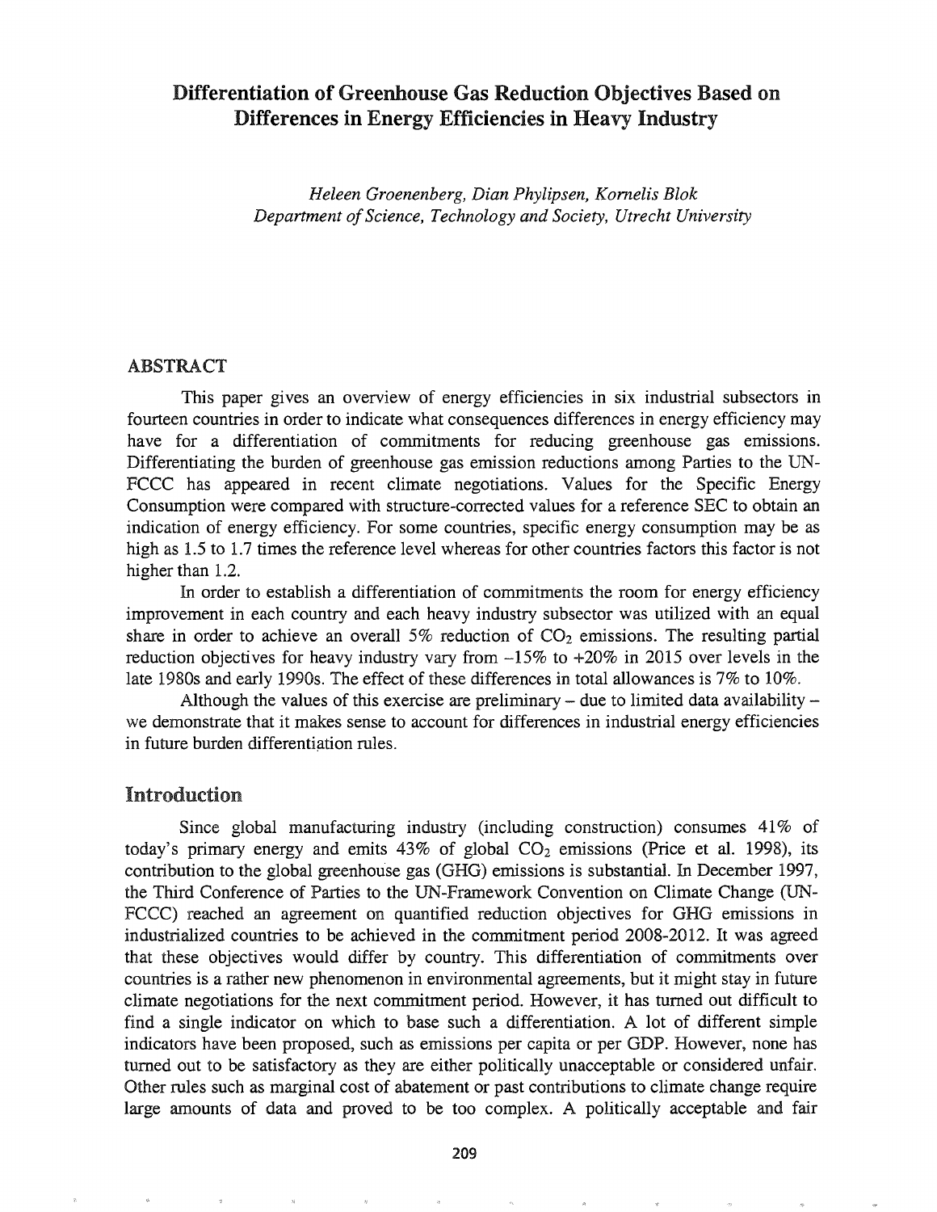# Differentiation of Greenhouse Gas Reduction Objectives Based on Differences in Energy Efficiencies in Heavy Industry

*Heleen Groenenberg, Dian Phylipsen, Kornelis Blok*
*Department of Science, Technology and Society, Utrecht University*

## ABSTRACT

This paper gives an overview of energy efficiencies in six industrial subsectors in fourteen countries in order to indicate what consequences differences in energy efficiency may have for a differentiation of commitments for reducing greenhouse gas emissions. Differentiating the burden of greenhouse gas emission reductions among Parties to the UN-FCCC has appeared in recent climate negotiations. Values for the Specific Energy Consumption were compared with structure-corrected values for a reference SEC to obtain an indication of energy efficiency. For some countries, specific energy consumption may be as high as 1.5 to 1.7 times the reference level whereas for other countries factors this factor is not higher than 1.2.

In order to establish a differentiation of commitments the room for energy efficiency improvement in each country and each heavy industry subsector was utilized with an equal share in order to achieve an overall 5% reduction of $CO_2$ emissions. The resulting partial reduction objectives for heavy industry vary from –15% to +20% in 2015 over levels in the late 1980s and early 1990s. The effect of these differences in total allowances is 7% to 10%.

Although the values of this exercise are preliminary – due to limited data availability – we demonstrate that it makes sense to account for differences in industrial energy efficiencies in future burden differentiation rules.

## Introduction

Since global manufacturing industry (including construction) consumes 41% of today's primary energy and emits 43% of global $CO_2$ emissions (Price et al. 1998), its contribution to the global greenhouse gas (GHG) emissions is substantial. In December 1997, the Third Conference of Parties to the UN-Framework Convention on Climate Change (UN-FCCC) reached an agreement on quantified reduction objectives for GHG emissions in industrialized countries to be achieved in the commitment period 2008-2012. It was agreed that these objectives would differ by country. This differentiation of commitments over countries is a rather new phenomenon in environmental agreements, but it might stay in future climate negotiations for the next commitment period. However, it has turned out difficult to find a single indicator on which to base such a differentiation. A lot of different simple indicators have been proposed, such as emissions per capita or per GDP. However, none has turned out to be satisfactory as they are either politically unacceptable or considered unfair. Other rules such as marginal cost of abatement or past contributions to climate change require large amounts of data and proved to be too complex. A politically acceptable and fair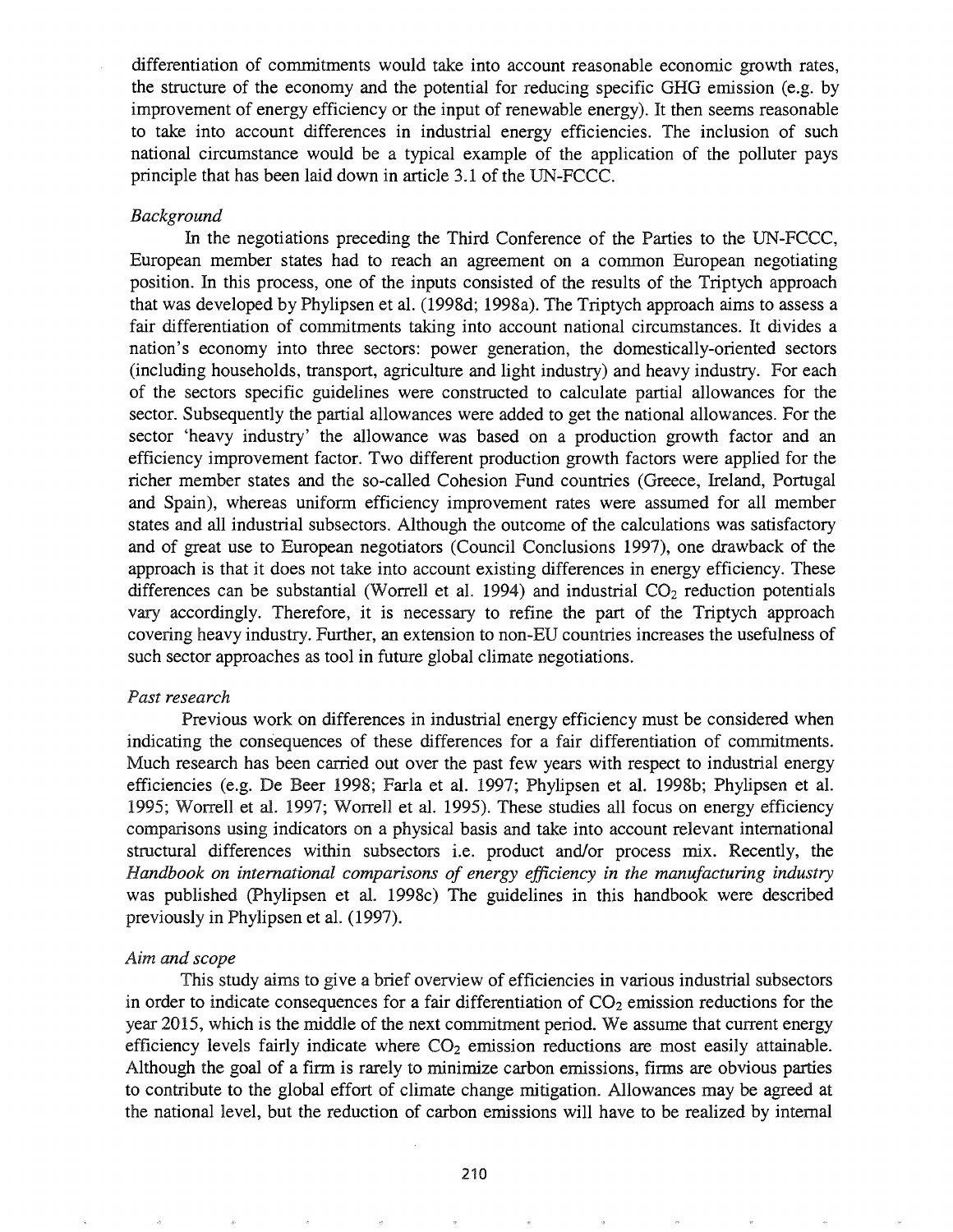differentiation of commitments would take into account reasonable economic growth rates, the structure of the economy and the potential for reducing specific GHG emission (e.g. by improvement of energy efficiency or the input of renewable energy). It then seems reasonable to take into account differences in industrial energy efficiencies. The inclusion of such national circumstance would be a typical example of the application of the polluter pays principle that has been laid down in article 3.1 of the UN-FCCC.

*Background*

In the negotiations preceding the Third Conference of the Parties to the UN-FCCC, European member states had to reach an agreement on a common European negotiating position. In this process, one of the inputs consisted of the results of the Triptych approach that was developed by Phylipsen et al. (1998d; 1998a). The Triptych approach aims to assess a fair differentiation of commitments taking into account national circumstances. It divides a nation's economy into three sectors: power generation, the domestically-oriented sectors (including households, transport, agriculture and light industry) and heavy industry. For each of the sectors specific guidelines were constructed to calculate partial allowances for the sector. Subsequently the partial allowances were added to get the national allowances. For the sector 'heavy industry' the allowance was based on a production growth factor and an efficiency improvement factor. Two different production growth factors were applied for the richer member states and the so-called Cohesion Fund countries (Greece, Ireland, Portugal and Spain), whereas uniform efficiency improvement rates were assumed for all member states and all industrial subsectors. Although the outcome of the calculations was satisfactory and of great use to European negotiators (Council Conclusions 1997), one drawback of the approach is that it does not take into account existing differences in energy efficiency. These differences can be substantial (Worrell et al. 1994) and industrial $CO_2$ reduction potentials vary accordingly. Therefore, it is necessary to refine the part of the Triptych approach covering heavy industry. Further, an extension to non-EU countries increases the usefulness of such sector approaches as tool in future global climate negotiations.

*Past research*

Previous work on differences in industrial energy efficiency must be considered when indicating the consequences of these differences for a fair differentiation of commitments. Much research has been carried out over the past few years with respect to industrial energy efficiencies (e.g. De Beer 1998; Farla et al. 1997; Phylipsen et al. 1998b; Phylipsen et al. 1995; Worrell et al. 1997; Worrell et al. 1995). These studies all focus on energy efficiency comparisons using indicators on a physical basis and take into account relevant international structural differences within subsectors i.e. product and/or process mix. Recently, the *Handbook on international comparisons of energy efficiency in the manufacturing industry* was published (Phylipsen et al. 1998c) The guidelines in this handbook were described previously in Phylipsen et al. (1997).

*Aim and scope*

This study aims to give a brief overview of efficiencies in various industrial subsectors in order to indicate consequences for a fair differentiation of $CO_2$ emission reductions for the year 2015, which is the middle of the next commitment period. We assume that current energy efficiency levels fairly indicate where $CO_2$ emission reductions are most easily attainable. Although the goal of a firm is rarely to minimize carbon emissions, firms are obvious parties to contribute to the global effort of climate change mitigation. Allowances may be agreed at the national level, but the reduction of carbon emissions will have to be realized by internal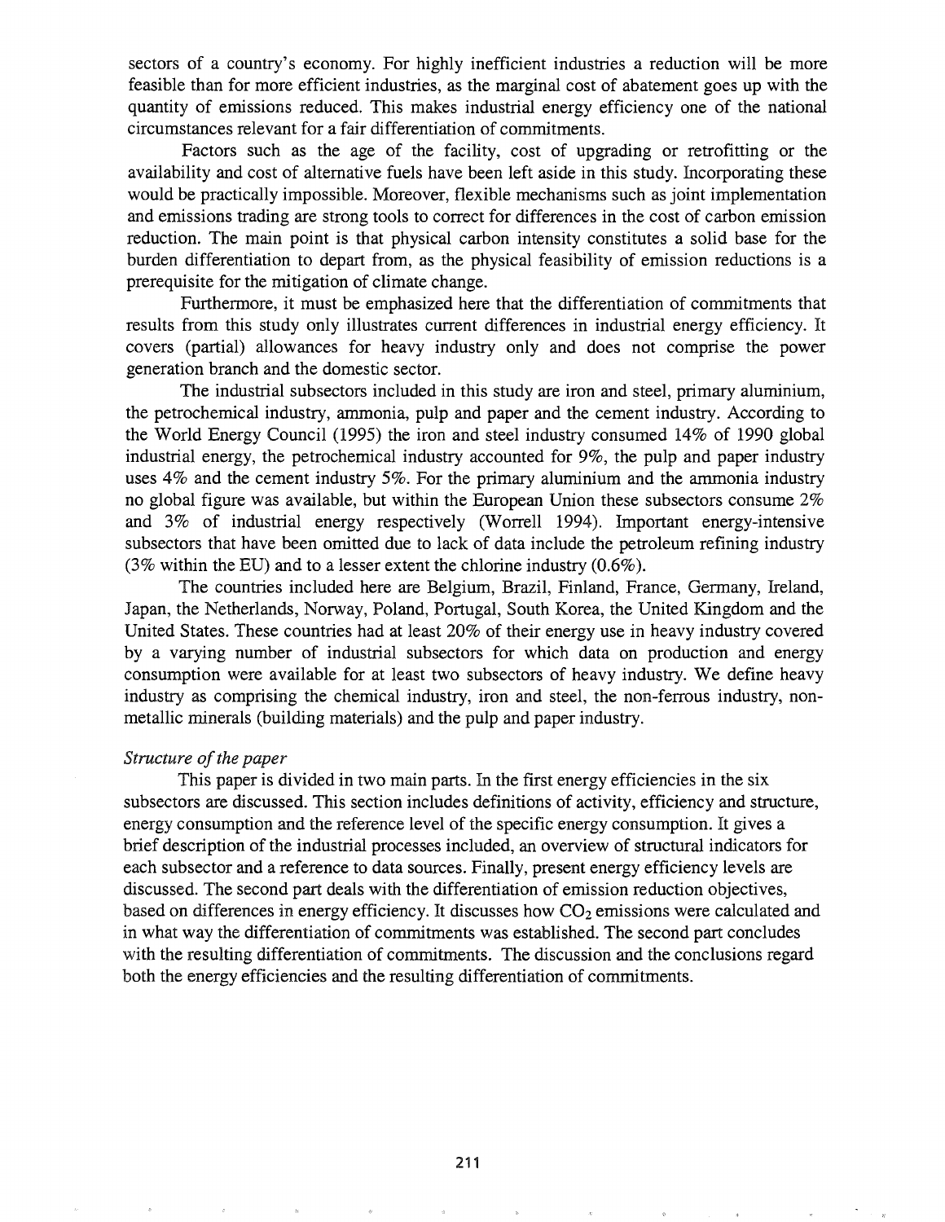sectors of a country's economy. For highly inefficient industries a reduction will be more feasible than for more efficient industries, as the marginal cost of abatement goes up with the quantity of emissions reduced. This makes industrial energy efficiency one of the national circumstances relevant for a fair differentiation of commitments.

Factors such as the age of the facility, cost of upgrading or retrofitting or the availability and cost of alternative fuels have been left aside in this study. Incorporating these would be practically impossible. Moreover, flexible mechanisms such as joint implementation and emissions trading are strong tools to correct for differences in the cost of carbon emission reduction. The main point is that physical carbon intensity constitutes a solid base for the burden differentiation to depart from, as the physical feasibility of emission reductions is a prerequisite for the mitigation of climate change.

Furthermore, it must be emphasized here that the differentiation of commitments that results from this study only illustrates current differences in industrial energy efficiency. It covers (partial) allowances for heavy industry only and does not comprise the power generation branch and the domestic sector.

The industrial subsectors included in this study are iron and steel, primary aluminium, the petrochemical industry, ammonia, pulp and paper and the cement industry. According to the World Energy Council (1995) the iron and steel industry consumed 14% of 1990 global industrial energy, the petrochemical industry accounted for 9%, the pulp and paper industry uses 4% and the cement industry 5%. For the primary aluminium and the ammonia industry no global figure was available, but within the European Union these subsectors consume 2% and 3% of industrial energy respectively (Worrell 1994). Important energy-intensive subsectors that have been omitted due to lack of data include the petroleum refining industry (3% within the EU) and to a lesser extent the chlorine industry (0.6%).

The countries included here are Belgium, Brazil, Finland, France, Germany, Ireland, Japan, the Netherlands, Norway, Poland, Portugal, South Korea, the United Kingdom and the United States. These countries had at least 20% of their energy use in heavy industry covered by a varying number of industrial subsectors for which data on production and energy consumption were available for at least two subsectors of heavy industry. We define heavy industry as comprising the chemical industry, iron and steel, the non-ferrous industry, non-metallic minerals (building materials) and the pulp and paper industry.

*Structure of the paper*

This paper is divided in two main parts. In the first energy efficiencies in the six subsectors are discussed. This section includes definitions of activity, efficiency and structure, energy consumption and the reference level of the specific energy consumption. It gives a brief description of the industrial processes included, an overview of structural indicators for each subsector and a reference to data sources. Finally, present energy efficiency levels are discussed. The second part deals with the differentiation of emission reduction objectives, based on differences in energy efficiency. It discusses how $CO_2$ emissions were calculated and in what way the differentiation of commitments was established. The second part concludes with the resulting differentiation of commitments. The discussion and the conclusions regard both the energy efficiencies and the resulting differentiation of commitments.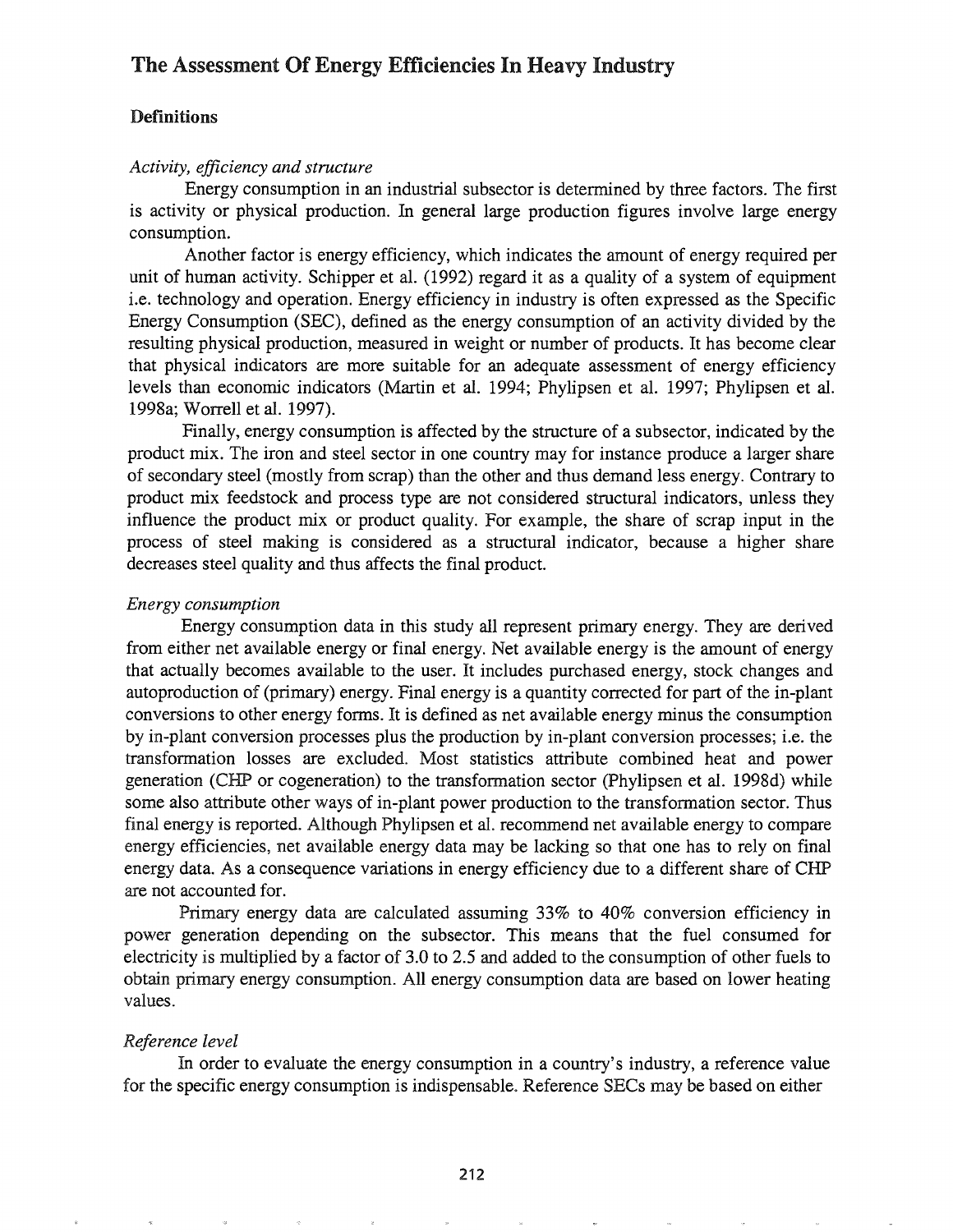# The Assessment Of Energy Efficiencies In Heavy Industry

## Definitions

### *Activity, efficiency and structure*

Energy consumption in an industrial subsector is determined by three factors. The first is activity or physical production. In general large production figures involve large energy consumption.

Another factor is energy efficiency, which indicates the amount of energy required per unit of human activity. Schipper et al. (1992) regard it as a quality of a system of equipment i.e. technology and operation. Energy efficiency in industry is often expressed as the Specific Energy Consumption (SEC), defined as the energy consumption of an activity divided by the resulting physical production, measured in weight or number of products. It has become clear that physical indicators are more suitable for an adequate assessment of energy efficiency levels than economic indicators (Martin et al. 1994; Phylipsen et al. 1997; Phylipsen et al. 1998a; Worrell et al. 1997).

Finally, energy consumption is affected by the structure of a subsector, indicated by the product mix. The iron and steel sector in one country may for instance produce a larger share of secondary steel (mostly from scrap) than the other and thus demand less energy. Contrary to product mix feedstock and process type are not considered structural indicators, unless they influence the product mix or product quality. For example, the share of scrap input in the process of steel making is considered as a structural indicator, because a higher share decreases steel quality and thus affects the final product.

### *Energy consumption*

Energy consumption data in this study all represent primary energy. They are derived from either net available energy or final energy. Net available energy is the amount of energy that actually becomes available to the user. It includes purchased energy, stock changes and autoproduction of (primary) energy. Final energy is a quantity corrected for part of the in-plant conversions to other energy forms. It is defined as net available energy minus the consumption by in-plant conversion processes plus the production by in-plant conversion processes; i.e. the transformation losses are excluded. Most statistics attribute combined heat and power generation (CHP or cogeneration) to the transformation sector (Phylipsen et al. 1998d) while some also attribute other ways of in-plant power production to the transformation sector. Thus final energy is reported. Although Phylipsen et al. recommend net available energy to compare energy efficiencies, net available energy data may be lacking so that one has to rely on final energy data. As a consequence variations in energy efficiency due to a different share of CHP are not accounted for.

Primary energy data are calculated assuming 33% to 40% conversion efficiency in power generation depending on the subsector. This means that the fuel consumed for electricity is multiplied by a factor of 3.0 to 2.5 and added to the consumption of other fuels to obtain primary energy consumption. All energy consumption data are based on lower heating values.

### *Reference level*

In order to evaluate the energy consumption in a country's industry, a reference value for the specific energy consumption is indispensable. Reference SECs may be based on either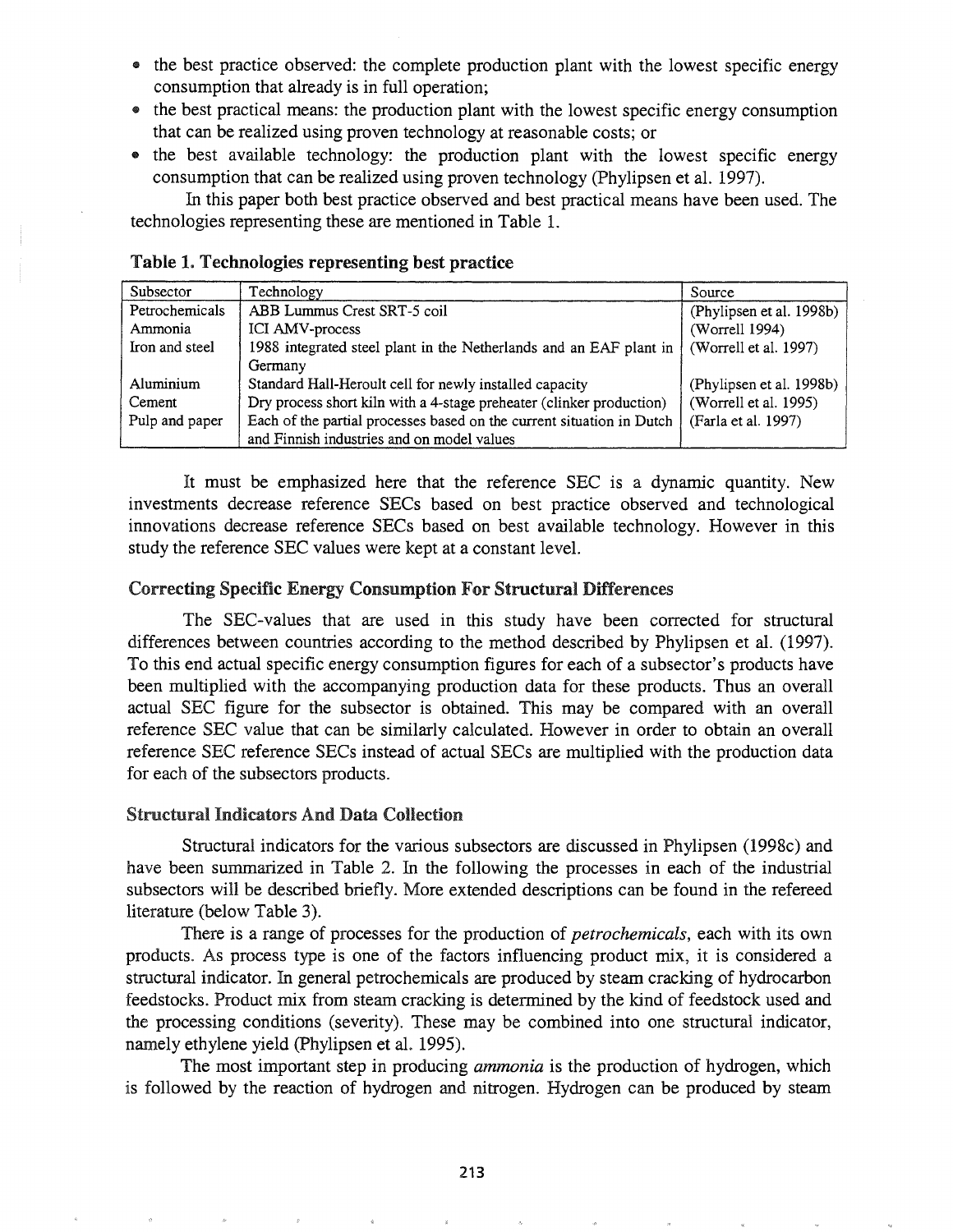- the best practice observed: the complete production plant with the lowest specific energy consumption that already is in full operation;
- the best practical means: the production plant with the lowest specific energy consumption that can be realized using proven technology at reasonable costs; or
- the best available technology: the production plant with the lowest specific energy consumption that can be realized using proven technology (Phylipsen et al. 1997).

In this paper both best practice observed and best practical means have been used. The technologies representing these are mentioned in Table 1.

**Table 1. Technologies representing best practice**

| Subsector | Technology | Source |
|---|---|---|
| Petrochemicals | ABB Lummus Crest SRT-5 coil | (Phylipsen et al. 1998b) |
| Ammonia | ICI AMV-process | (Worrell 1994) |
| Iron and steel | 1988 integrated steel plant in the Netherlands and an EAF plant in Germany | (Worrell et al. 1997) |
| Aluminium | Standard Hall-Heroult cell for newly installed capacity | (Phylipsen et al. 1998b) |
| Cement | Dry process short kiln with a 4-stage preheater (clinker production) | (Worrell et al. 1995) |
| Pulp and paper | Each of the partial processes based on the current situation in Dutch and Finnish industries and on model values | (Farla et al. 1997) |

It must be emphasized here that the reference SEC is a dynamic quantity. New investments decrease reference SECs based on best practice observed and technological innovations decrease reference SECs based on best available technology. However in this study the reference SEC values were kept at a constant level.

## Correcting Specific Energy Consumption For Structural Differences

The SEC-values that are used in this study have been corrected for structural differences between countries according to the method described by Phylipsen et al. (1997). To this end actual specific energy consumption figures for each of a subsector's products have been multiplied with the accompanying production data for these products. Thus an overall actual SEC figure for the subsector is obtained. This may be compared with an overall reference SEC value that can be similarly calculated. However in order to obtain an overall reference SEC reference SECs instead of actual SECs are multiplied with the production data for each of the subsectors products.

## Structural Indicators And Data Collection

Structural indicators for the various subsectors are discussed in Phylipsen (1998c) and have been summarized in Table 2. In the following the processes in each of the industrial subsectors will be described briefly. More extended descriptions can be found in the refereed literature (below Table 3).

There is a range of processes for the production of *petrochemicals*, each with its own products. As process type is one of the factors influencing product mix, it is considered a structural indicator. In general petrochemicals are produced by steam cracking of hydrocarbon feedstocks. Product mix from steam cracking is determined by the kind of feedstock used and the processing conditions (severity). These may be combined into one structural indicator, namely ethylene yield (Phylipsen et al. 1995).

The most important step in producing *ammonia* is the production of hydrogen, which is followed by the reaction of hydrogen and nitrogen. Hydrogen can be produced by steam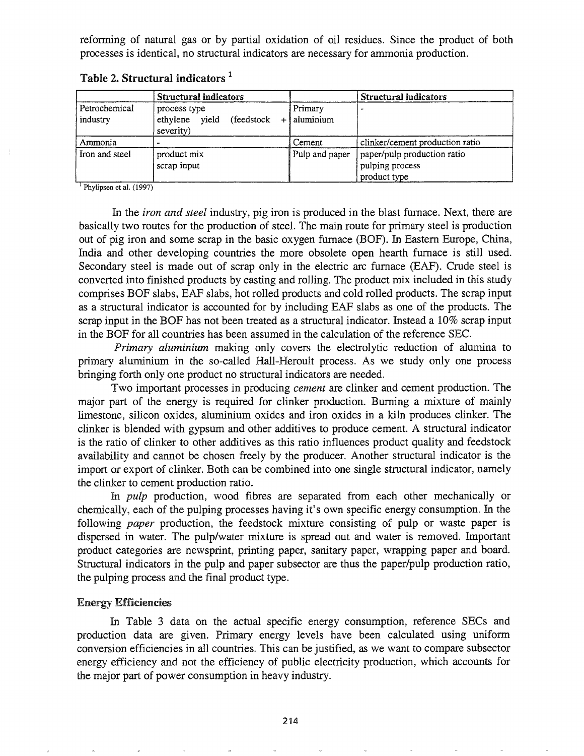reforming of natural gas or by partial oxidation of oil residues. Since the product of both processes is identical, no structural indicators are necessary for ammonia production.

### Table 2. Structural indicators [1]

| | Structural indicators | | Structural indicators |
|---|---|---|---|
| Petrochemical industry | process type<br>ethylene yield (feedstock + severity) | Primary aluminium | - |
| Ammonia | - | Cement | clinker/cement production ratio |
| Iron and steel | product mix<br>scrap input | Pulp and paper | paper/pulp production ratio<br>pulping process<br>product type |

[1] Phylipsen et al. (1997)

In the *iron and steel* industry, pig iron is produced in the blast furnace. Next, there are basically two routes for the production of steel. The main route for primary steel is production out of pig iron and some scrap in the basic oxygen furnace (BOF). In Eastern Europe, China, India and other developing countries the more obsolete open hearth furnace is still used. Secondary steel is made out of scrap only in the electric arc furnace (EAF). Crude steel is converted into finished products by casting and rolling. The product mix included in this study comprises BOF slabs, EAF slabs, hot rolled products and cold rolled products. The scrap input as a structural indicator is accounted for by including EAF slabs as one of the products. The scrap input in the BOF has not been treated as a structural indicator. Instead a 10% scrap input in the BOF for all countries has been assumed in the calculation of the reference SEC.

*Primary aluminium* making only covers the electrolytic reduction of alumina to primary aluminium in the so-called Hall-Heroult process. As we study only one process bringing forth only one product no structural indicators are needed.

Two important processes in producing *cement* are clinker and cement production. The major part of the energy is required for clinker production. Burning a mixture of mainly limestone, silicon oxides, aluminium oxides and iron oxides in a kiln produces clinker. The clinker is blended with gypsum and other additives to produce cement. A structural indicator is the ratio of clinker to other additives as this ratio influences product quality and feedstock availability and cannot be chosen freely by the producer. Another structural indicator is the import or export of clinker. Both can be combined into one single structural indicator, namely the clinker to cement production ratio.

In *pulp* production, wood fibres are separated from each other mechanically or chemically, each of the pulping processes having it's own specific energy consumption. In the following *paper* production, the feedstock mixture consisting of pulp or waste paper is dispersed in water. The pulp/water mixture is spread out and water is removed. Important product categories are newsprint, printing paper, sanitary paper, wrapping paper and board. Structural indicators in the pulp and paper subsector are thus the paper/pulp production ratio, the pulping process and the final product type.

## Energy Efficiencies

In Table 3 data on the actual specific energy consumption, reference SECs and production data are given. Primary energy levels have been calculated using uniform conversion efficiencies in all countries. This can be justified, as we want to compare subsector energy efficiency and not the efficiency of public electricity production, which accounts for the major part of power consumption in heavy industry.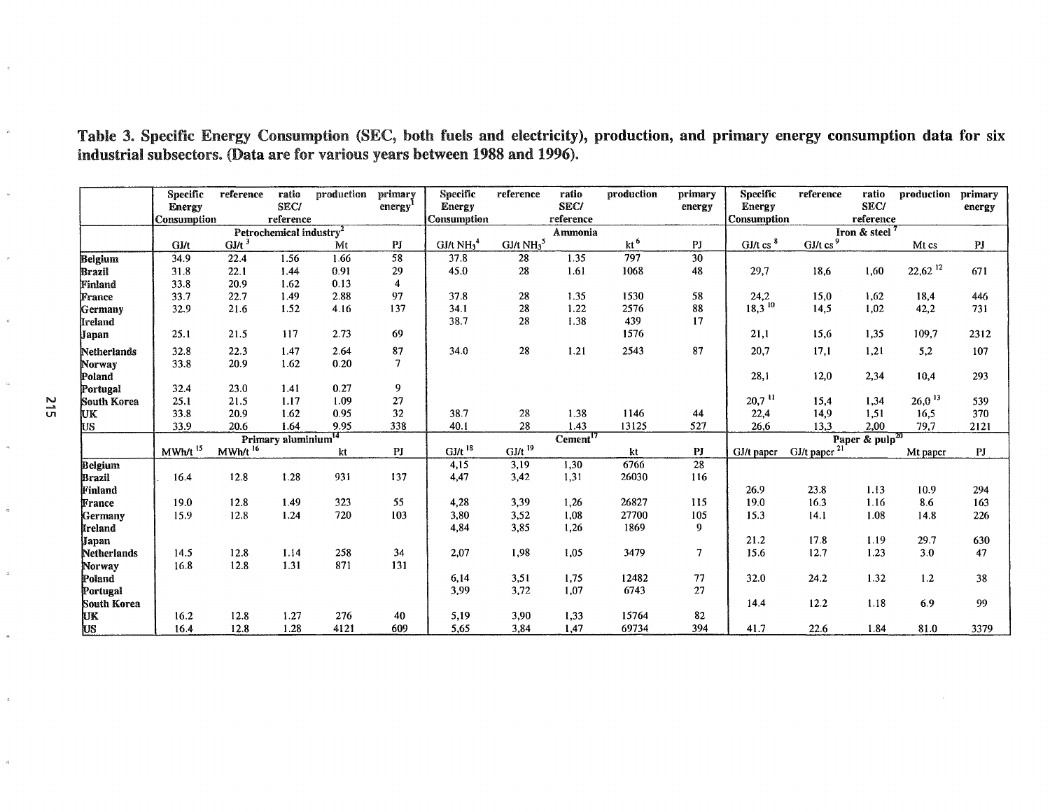**Table 3. Specific Energy Consumption (SEC, both fuels and electricity), production, and primary energy consumption data for six industrial subsectors. (Data are for various years between 1988 and 1996).**

| | Specific Energy Consumption | reference | ratio SEC/ reference | production | primary energy[1] | Specific Energy Consumption | reference | ratio SEC/ reference | production | primary energy | Specific Energy Consumption | reference | ratio SEC/ reference | production | primary energy |
|---|---|---|---|---|---|---|---|---|---|---|---|---|---|---|---|
| | Petrochemical industry[2] | | | | | Ammonia | | | | | Iron & steel[7] | | | | |
| | GJ/t | GJ/t[3] | | Mt | PJ | GJ/t $NH_3$[4] | GJ/t $NH_3$[5] | | kt[6] | PJ | GJ/t cs[8] | GJ/t cs[9] | | Mt cs | PJ |
| Belgium | 34.9 | 22.4 | 1.56 | 1.66 | 58 | 37.8 | 28 | 1.35 | 797 | 30 | | | | | |
| Brazil | 31.8 | 22.1 | 1.44 | 0.91 | 29 | 45.0 | 28 | 1.61 | 1068 | 48 | 29,7 | 18,6 | 1,60 | 22,62[12] | 671 |
| Finland | 33.8 | 20.9 | 1.62 | 0.13 | 4 | | | | | | | | | | |
| France | 33.7 | 22.7 | 1.49 | 2.88 | 97 | 37.8 | 28 | 1.35 | 1530 | 58 | 24,2 | 15,0 | 1,62 | 18,4 | 446 |
| Germany | 32.9 | 21.6 | 1.52 | 4.16 | 137 | 34.1 | 28 | 1.22 | 2576 | 88 | 18,3[10] | 14,5 | 1,02 | 42,2 | 731 |
| Ireland | | | | | | 38.7 | 28 | 1.38 | 439 | 17 | | | | | |
| Japan | 25.1 | 21.5 | 117 | 2.73 | 69 | | | | 1576 | | 21,1 | 15,6 | 1,35 | 109,7 | 2312 |
| Netherlands | 32.8 | 22.3 | 1.47 | 2.64 | 87 | 34.0 | 28 | 1.21 | 2543 | 87 | 20,7 | 17,1 | 1,21 | 5,2 | 107 |
| Norway | 33.8 | 20.9 | 1.62 | 0.20 | 7 | | | | | | | | | | |
| Poland | | | | | | | | | | | 28,1 | 12,0 | 2,34 | 10,4 | 293 |
| Portugal | 32.4 | 23.0 | 1.41 | 0.27 | 9 | | | | | | | | | | |
| South Korea | 25.1 | 21.5 | 1.17 | 1.09 | 27 | | | | | | 20,7[11] | 15,4 | 1,34 | 26,0[13] | 539 |
| UK | 33.8 | 20.9 | 1.62 | 0.95 | 32 | 38.7 | 28 | 1.38 | 1146 | 44 | 22,4 | 14,9 | 1,51 | 16,5 | 370 |
| US | 33.9 | 20.6 | 1.64 | 9.95 | 338 | 40.1 | 28 | 1.43 | 13125 | 527 | 26,6 | 13,3 | 2,00 | 79,7 | 2121 |
| | Primary aluminium[14] | | | | | Cement[17] | | | | | Paper & pulp[20] | | | | |
| | MWh/t[15] | MWh/t[16] | | kt | PJ | GJ/t[18] | GJ/t[19] | | kt | PJ | GJ/t paper | GJ/t paper[21] | | Mt paper | PJ |
| Belgium | | | | | | 4,15 | 3,19 | 1,30 | 6766 | 28 | | | | | |
| Brazil | 16.4 | 12.8 | 1.28 | 931 | 137 | 4,47 | 3,42 | 1,31 | 26030 | 116 | | | | | |
| Finland | | | | | | | | | | | 26.9 | 23.8 | 1.13 | 10.9 | 294 |
| France | 19.0 | 12.8 | 1.49 | 323 | 55 | 4,28 | 3,39 | 1,26 | 26827 | 115 | 19.0 | 16.3 | 1.16 | 8.6 | 163 |
| Germany | 15.9 | 12.8 | 1.24 | 720 | 103 | 3,80 | 3,52 | 1,08 | 27700 | 105 | 15.3 | 14.1 | 1.08 | 14.8 | 226 |
| Ireland | | | | | | 4,84 | 3,85 | 1,26 | 1869 | 9 | | | | | |
| Japan | | | | | | | | | | | 21.2 | 17.8 | 1.19 | 29.7 | 630 |
| Netherlands | 14.5 | 12.8 | 1.14 | 258 | 34 | 2,07 | 1,98 | 1,05 | 3479 | 7 | 15.6 | 12.7 | 1.23 | 3.0 | 47 |
| Norway | 16.8 | 12.8 | 1.31 | 871 | 131 | | | | | | | | | | |
| Poland | | | | | | 6,14 | 3,51 | 1,75 | 12482 | 77 | 32.0 | 24.2 | 1.32 | 1.2 | 38 |
| Portugal | | | | | | 3,99 | 3,72 | 1,07 | 6743 | 27 | | | | | |
| South Korea | | | | | | | | | | | 14.4 | 12.2 | 1.18 | 6.9 | 99 |
| UK | 16.2 | 12.8 | 1.27 | 276 | 40 | 5,19 | 3,90 | 1,33 | 15764 | 82 | | | | | |
| US | 16.4 | 12.8 | 1.28 | 4121 | 609 | 5,65 | 3,84 | 1,47 | 69734 | 394 | 41.7 | 22.6 | 1.84 | 81.0 | 3379 |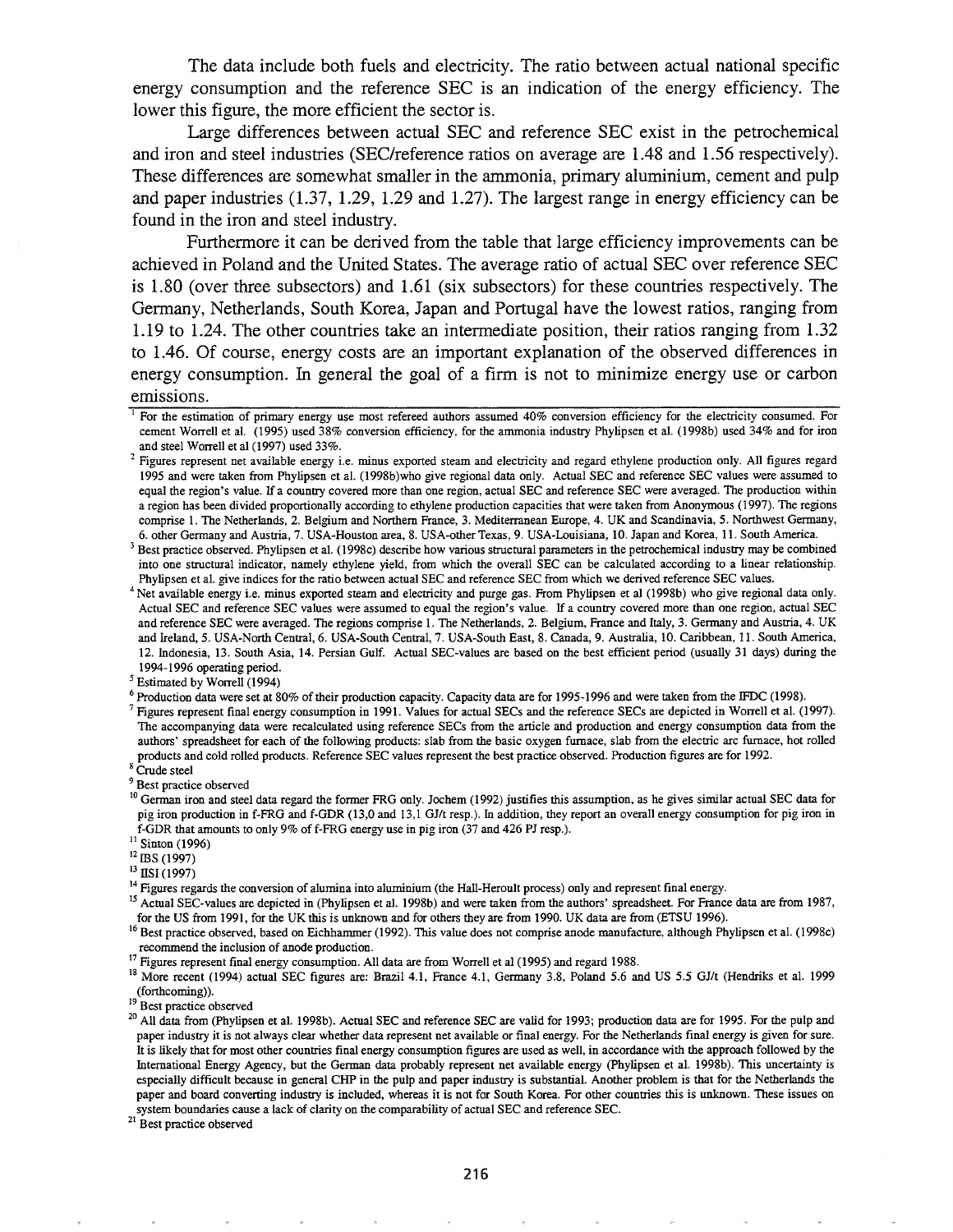The data include both fuels and electricity. The ratio between actual national specific energy consumption and the reference SEC is an indication of the energy efficiency. The lower this figure, the more efficient the sector is.

Large differences between actual SEC and reference SEC exist in the petrochemical and iron and steel industries (SEC/reference ratios on average are 1.48 and 1.56 respectively). These differences are somewhat smaller in the ammonia, primary aluminium, cement and pulp and paper industries (1.37, 1.29, 1.29 and 1.27). The largest range in energy efficiency can be found in the iron and steel industry.

Furthermore it can be derived from the table that large efficiency improvements can be achieved in Poland and the United States. The average ratio of actual SEC over reference SEC is 1.80 (over three subsectors) and 1.61 (six subsectors) for these countries respectively. The Germany, Netherlands, South Korea, Japan and Portugal have the lowest ratios, ranging from 1.19 to 1.24. The other countries take an intermediate position, their ratios ranging from 1.32 to 1.46. Of course, energy costs are an important explanation of the observed differences in energy consumption. In general the goal of a firm is not to minimize energy use or carbon emissions.

---

[1] For the estimation of primary energy use most refereed authors assumed 40% conversion efficiency for the electricity consumed. For cement Worrell et al. (1995) used 38% conversion efficiency, for the ammonia industry Phylipsen et al. (1998b) used 34% and for iron and steel Worrell et al (1997) used 33%.

[2] Figures represent net available energy i.e. minus exported steam and electricity and regard ethylene production only. All figures regard 1995 and were taken from Phylipsen et al. (1998b)who give regional data only. Actual SEC and reference SEC values were assumed to equal the region's value. If a country covered more than one region, actual SEC and reference SEC were averaged. The production within a region has been divided proportionally according to ethylene production capacities that were taken from Anonymous (1997). The regions comprise 1. The Netherlands, 2. Belgium and Northern France, 3. Mediterranean Europe, 4. UK and Scandinavia, 5. Northwest Germany, 6. other Germany and Austria, 7. USA-Houston area, 8. USA-other Texas, 9. USA-Louisiana, 10. Japan and Korea, 11. South America.

[3] Best practice observed. Phylipsen et al. (1998c) describe how various structural parameters in the petrochemical industry may be combined into one structural indicator, namely ethylene yield, from which the overall SEC can be calculated according to a linear relationship. Phylipsen et al. give indices for the ratio between actual SEC and reference SEC from which we derived reference SEC values.

[4] Net available energy i.e. minus exported steam and electricity and purge gas. From Phylipsen et al (1998b) who give regional data only. Actual SEC and reference SEC values were assumed to equal the region's value. If a country covered more than one region, actual SEC and reference SEC were averaged. The regions comprise 1. The Netherlands, 2. Belgium, France and Italy, 3. Germany and Austria, 4. UK and Ireland, 5. USA-North Central, 6. USA-South Central, 7. USA-South East, 8. Canada, 9. Australia, 10. Caribbean, 11. South America, 12. Indonesia, 13. South Asia, 14. Persian Gulf. Actual SEC-values are based on the best efficient period (usually 31 days) during the 1994-1996 operating period.

[5] Estimated by Worrell (1994)

[6] Production data were set at 80% of their production capacity. Capacity data are for 1995-1996 and were taken from the IFDC (1998).

[7] Figures represent final energy consumption in 1991. Values for actual SECs and the reference SECs are depicted in Worrell et al. (1997). The accompanying data were recalculated using reference SECs from the article and production and energy consumption data from the authors' spreadsheet for each of the following products: slab from the basic oxygen furnace, slab from the electric arc furnace, hot rolled products and cold rolled products. Reference SEC values represent the best practice observed. Production figures are for 1992.

[8] Crude steel

[9] Best practice observed

[10] German iron and steel data regard the former FRG only. Jochem (1992) justifies this assumption, as he gives similar actual SEC data for pig iron production in f-FRG and f-GDR (13,0 and 13,1 GJ/t resp.). In addition, they report an overall energy consumption for pig iron in f-GDR that amounts to only 9% of f-FRG energy use in pig iron (37 and 426 PJ resp.).

[11] Sinton (1996)

[12] IBS (1997)

[13] IISI (1997)

[14] Figures regards the conversion of alumina into aluminium (the Hall-Heroult process) only and represent final energy.

[15] Actual SEC-values are depicted in (Phylipsen et al. 1998b) and were taken from the authors' spreadsheet. For France data are from 1987, for the US from 1991, for the UK this is unknown and for others they are from 1990. UK data are from (ETSU 1996).

[16] Best practice observed, based on Eichhammer (1992). This value does not comprise anode manufacture, although Phylipsen et al. (1998c) recommend the inclusion of anode production.

[17] Figures represent final energy consumption. All data are from Worrell et al (1995) and regard 1988.

[18] More recent (1994) actual SEC figures are: Brazil 4.1, France 4.1, Germany 3.8, Poland 5.6 and US 5.5 GJ/t (Hendriks et al. 1999 (forthcoming)).

[19] Best practice observed

[20] All data from (Phylipsen et al. 1998b). Actual SEC and reference SEC are valid for 1993; production data are for 1995. For the pulp and paper industry it is not always clear whether data represent net available or final energy. For the Netherlands final energy is given for sure. It is likely that for most other countries final energy consumption figures are used as well, in accordance with the approach followed by the International Energy Agency, but the German data probably represent net available energy (Phylipsen et al. 1998b). This uncertainty is especially difficult because in general CHP in the pulp and paper industry is substantial. Another problem is that for the Netherlands the paper and board converting industry is included, whereas it is not for South Korea. For other countries this is unknown. These issues on system boundaries cause a lack of clarity on the comparability of actual SEC and reference SEC.

[21] Best practice observed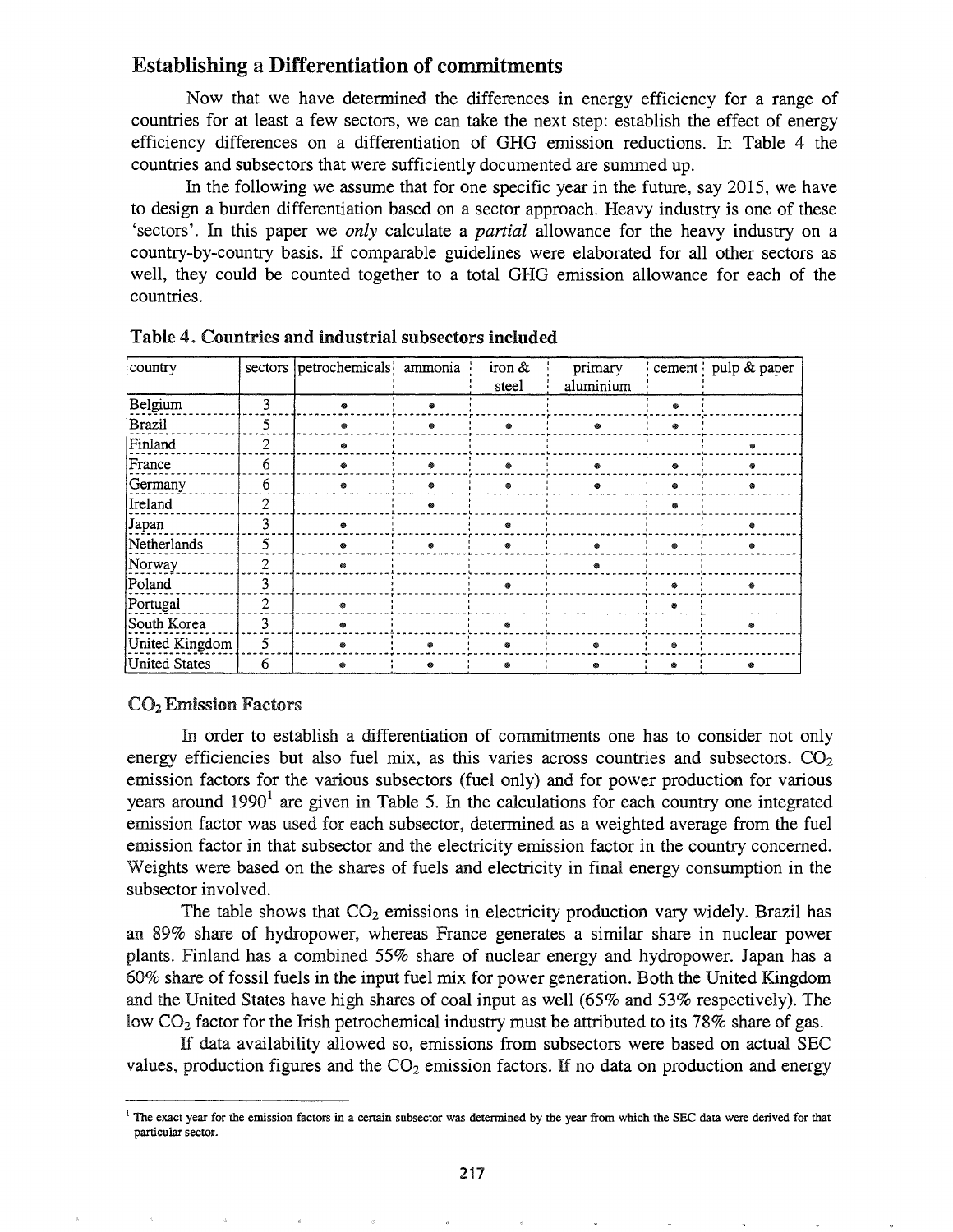## Establishing a Differentiation of commitments

Now that we have determined the differences in energy efficiency for a range of countries for at least a few sectors, we can take the next step: establish the effect of energy efficiency differences on a differentiation of GHG emission reductions. In Table 4 the countries and subsectors that were sufficiently documented are summed up.

In the following we assume that for one specific year in the future, say 2015, we have to design a burden differentiation based on a sector approach. Heavy industry is one of these 'sectors'. In this paper we *only* calculate a *partial* allowance for the heavy industry on a country-by-country basis. If comparable guidelines were elaborated for all other sectors as well, they could be counted together to a total GHG emission allowance for each of the countries.

**Table 4. Countries and industrial subsectors included**

| country | sectors | petrochemicals | ammonia | iron & steel | primary aluminium | cement | pulp & paper |
|---|---|---|---|---|---|---|---|
| Belgium | 3 | ● | ● | | | ● | |
| Brazil | 5 | ● | ● | ● | ● | ● | |
| Finland | 2 | ● | | | | | ● |
| France | 6 | ● | ● | ● | ● | ● | ● |
| Germany | 6 | ● | ● | ● | ● | ● | ● |
| Ireland | 2 | | ● | | | ● | |
| Japan | 3 | ● | | ● | | | ● |
| Netherlands | 5 | ● | ● | ● | ● | ● | ● |
| Norway | 2 | ● | | | ● | | |
| Poland | 3 | | | ● | | ● | ● |
| Portugal | 2 | ● | | | | ● | |
| South Korea | 3 | ● | | ● | | | ● |
| United Kingdom | 5 | ● | ● | ● | ● | ● | |
| United States | 6 | ● | ● | ● | ● | ● | ● |

### $CO_2$ Emission Factors

In order to establish a differentiation of commitments one has to consider not only energy efficiencies but also fuel mix, as this varies across countries and subsectors. $CO_2$ emission factors for the various subsectors (fuel only) and for power production for various years around 1990[1] are given in Table 5. In the calculations for each country one integrated emission factor was used for each subsector, determined as a weighted average from the fuel emission factor in that subsector and the electricity emission factor in the country concerned. Weights were based on the shares of fuels and electricity in final energy consumption in the subsector involved.

The table shows that $CO_2$ emissions in electricity production vary widely. Brazil has an 89% share of hydropower, whereas France generates a similar share in nuclear power plants. Finland has a combined 55% share of nuclear energy and hydropower. Japan has a 60% share of fossil fuels in the input fuel mix for power generation. Both the United Kingdom and the United States have high shares of coal input as well (65% and 53% respectively). The low $CO_2$ factor for the Irish petrochemical industry must be attributed to its 78% share of gas.

If data availability allowed so, emissions from subsectors were based on actual SEC values, production figures and the $CO_2$ emission factors. If no data on production and energy

[1] The exact year for the emission factors in a certain subsector was determined by the year from which the SEC data were derived for that particular sector.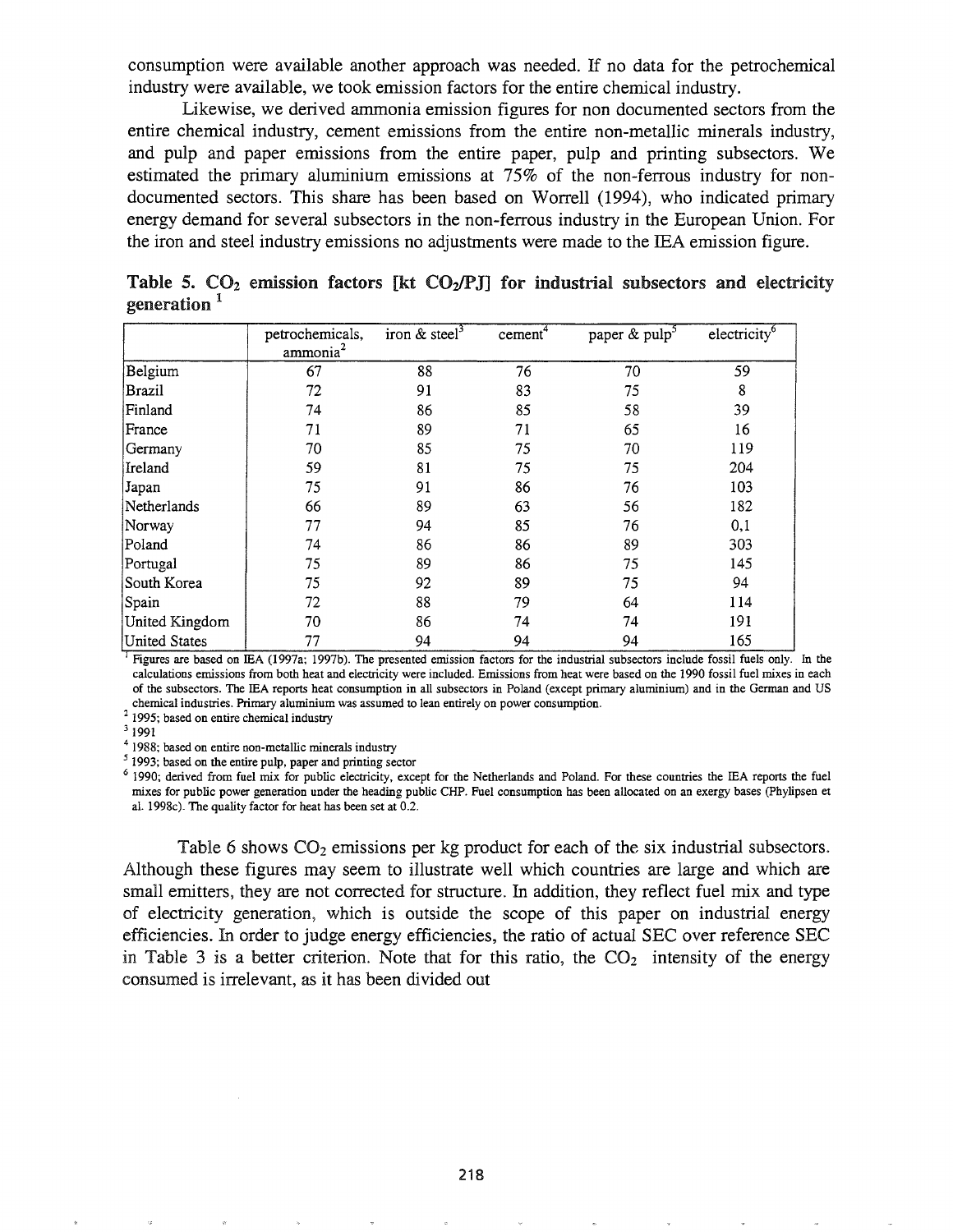consumption were available another approach was needed. If no data for the petrochemical industry were available, we took emission factors for the entire chemical industry.

Likewise, we derived ammonia emission figures for non documented sectors from the entire chemical industry, cement emissions from the entire non-metallic minerals industry, and pulp and paper emissions from the entire paper, pulp and printing subsectors. We estimated the primary aluminium emissions at 75% of the non-ferrous industry for non-documented sectors. This share has been based on Worrell (1994), who indicated primary energy demand for several subsectors in the non-ferrous industry in the European Union. For the iron and steel industry emissions no adjustments were made to the IEA emission figure.

**Table 5. $CO_2$ emission factors [kt $CO_2$/PJ] for industrial subsectors and electricity generation [1]**

| | petrochemicals, ammonia[2] | iron & steel[3] | cement[4] | paper & pulp[5] | electricity[6] |
|---|---|---|---|---|---|
| Belgium | 67 | 88 | 76 | 70 | 59 |
| Brazil | 72 | 91 | 83 | 75 | 8 |
| Finland | 74 | 86 | 85 | 58 | 39 |
| France | 71 | 89 | 71 | 65 | 16 |
| Germany | 70 | 85 | 75 | 70 | 119 |
| Ireland | 59 | 81 | 75 | 75 | 204 |
| Japan | 75 | 91 | 86 | 76 | 103 |
| Netherlands | 66 | 89 | 63 | 56 | 182 |
| Norway | 77 | 94 | 85 | 76 | 0,1 |
| Poland | 74 | 86 | 86 | 89 | 303 |
| Portugal | 75 | 89 | 86 | 75 | 145 |
| South Korea | 75 | 92 | 89 | 75 | 94 |
| Spain | 72 | 88 | 79 | 64 | 114 |
| United Kingdom | 70 | 86 | 74 | 74 | 191 |
| United States | 77 | 94 | 94 | 94 | 165 |

[1] Figures are based on IEA (1997a; 1997b). The presented emission factors for the industrial subsectors include fossil fuels only. In the calculations emissions from both heat and electricity were included. Emissions from heat were based on the 1990 fossil fuel mixes in each of the subsectors. The IEA reports heat consumption in all subsectors in Poland (except primary aluminium) and in the German and US chemical industries. Primary aluminium was assumed to lean entirely on power consumption.

[2] 1995; based on entire chemical industry

[3] 1991

[4] 1988; based on entire non-metallic minerals industry

[5] 1993; based on the entire pulp, paper and printing sector

[6] 1990; derived from fuel mix for public electricity, except for the Netherlands and Poland. For these countries the IEA reports the fuel mixes for public power generation under the heading public CHP. Fuel consumption has been allocated on an exergy bases (Phylipsen et al. 1998c). The quality factor for heat has been set at 0.2.

Table 6 shows $CO_2$ emissions per kg product for each of the six industrial subsectors. Although these figures may seem to illustrate well which countries are large and which are small emitters, they are not corrected for structure. In addition, they reflect fuel mix and type of electricity generation, which is outside the scope of this paper on industrial energy efficiencies. In order to judge energy efficiencies, the ratio of actual SEC over reference SEC in Table 3 is a better criterion. Note that for this ratio, the $CO_2$ intensity of the energy consumed is irrelevant, as it has been divided out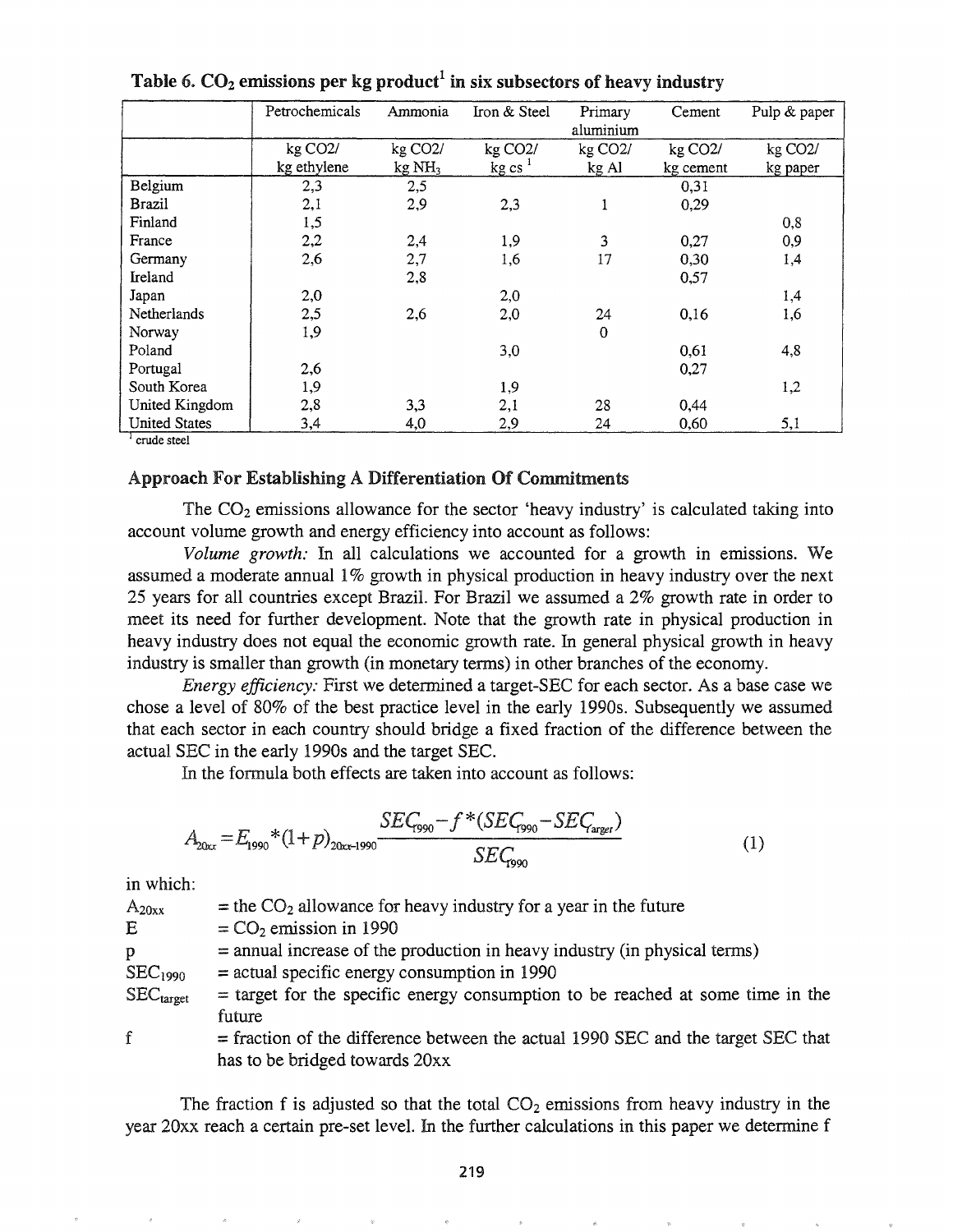**Table 6. $CO_2$ emissions per kg product[1] in six subsectors of heavy industry**

| | Petrochemicals | Ammonia | Iron & Steel | Primary aluminium | Cement | Pulp & paper |
|---|---|---|---|---|---|---|
| | kg CO2/ kg ethylene | kg CO2/ kg $NH_3$ | kg CO2/ kg cs [1] | kg CO2/ kg Al | kg CO2/ kg cement | kg CO2/ kg paper |
| Belgium | 2,3 | 2,5 | | | 0,31 | |
| Brazil | 2,1 | 2,9 | 2,3 | 1 | 0,29 | |
| Finland | 1,5 | | | | | 0,8 |
| France | 2,2 | 2,4 | 1,9 | 3 | 0,27 | 0,9 |
| Germany | 2,6 | 2,7 | 1,6 | 17 | 0,30 | 1,4 |
| Ireland | | 2,8 | | | 0,57 | |
| Japan | 2,0 | | 2,0 | | | 1,4 |
| Netherlands | 2,5 | 2,6 | 2,0 | 24 | 0,16 | 1,6 |
| Norway | 1,9 | | | 0 | | |
| Poland | | | 3,0 | | 0,61 | 4,8 |
| Portugal | 2,6 | | | | 0,27 | |
| South Korea | 1,9 | | 1,9 | | | 1,2 |
| United Kingdom | 2,8 | 3,3 | 2,1 | 28 | 0,44 | |
| United States | 3,4 | 4,0 | 2,9 | 24 | 0,60 | 5,1 |

[1] crude steel

### Approach For Establishing A Differentiation Of Commitments

The $CO_2$ emissions allowance for the sector 'heavy industry' is calculated taking into account volume growth and energy efficiency into account as follows:

*Volume growth:* In all calculations we accounted for a growth in emissions. We assumed a moderate annual 1% growth in physical production in heavy industry over the next 25 years for all countries except Brazil. For Brazil we assumed a 2% growth rate in order to meet its need for further development. Note that the growth rate in physical production in heavy industry does not equal the economic growth rate. In general physical growth in heavy industry is smaller than growth (in monetary terms) in other branches of the economy.

*Energy efficiency:* First we determined a target-SEC for each sector. As a base case we chose a level of 80% of the best practice level in the early 1990s. Subsequently we assumed that each sector in each country should bridge a fixed fraction of the difference between the actual SEC in the early 1990s and the target SEC.

In the formula both effects are taken into account as follows:

$$A_{20xx} = E_{1990} * (1+p)_{20xx-1990} \frac{SEC_{1990} - f * (SEC_{1990} - SEC_{target})}{SEC_{1990}} \qquad (1)$$

in which:

- $A_{20xx}$ = the $CO_2$ allowance for heavy industry for a year in the future
- $E$ = $CO_2$ emission in 1990
- $p$ = annual increase of the production in heavy industry (in physical terms)
- $SEC_{1990}$ = actual specific energy consumption in 1990
- $SEC_{target}$ = target for the specific energy consumption to be reached at some time in the future
- $f$ = fraction of the difference between the actual 1990 SEC and the target SEC that has to be bridged towards 20xx

The fraction f is adjusted so that the total $CO_2$ emissions from heavy industry in the year 20xx reach a certain pre-set level. In the further calculations in this paper we determine f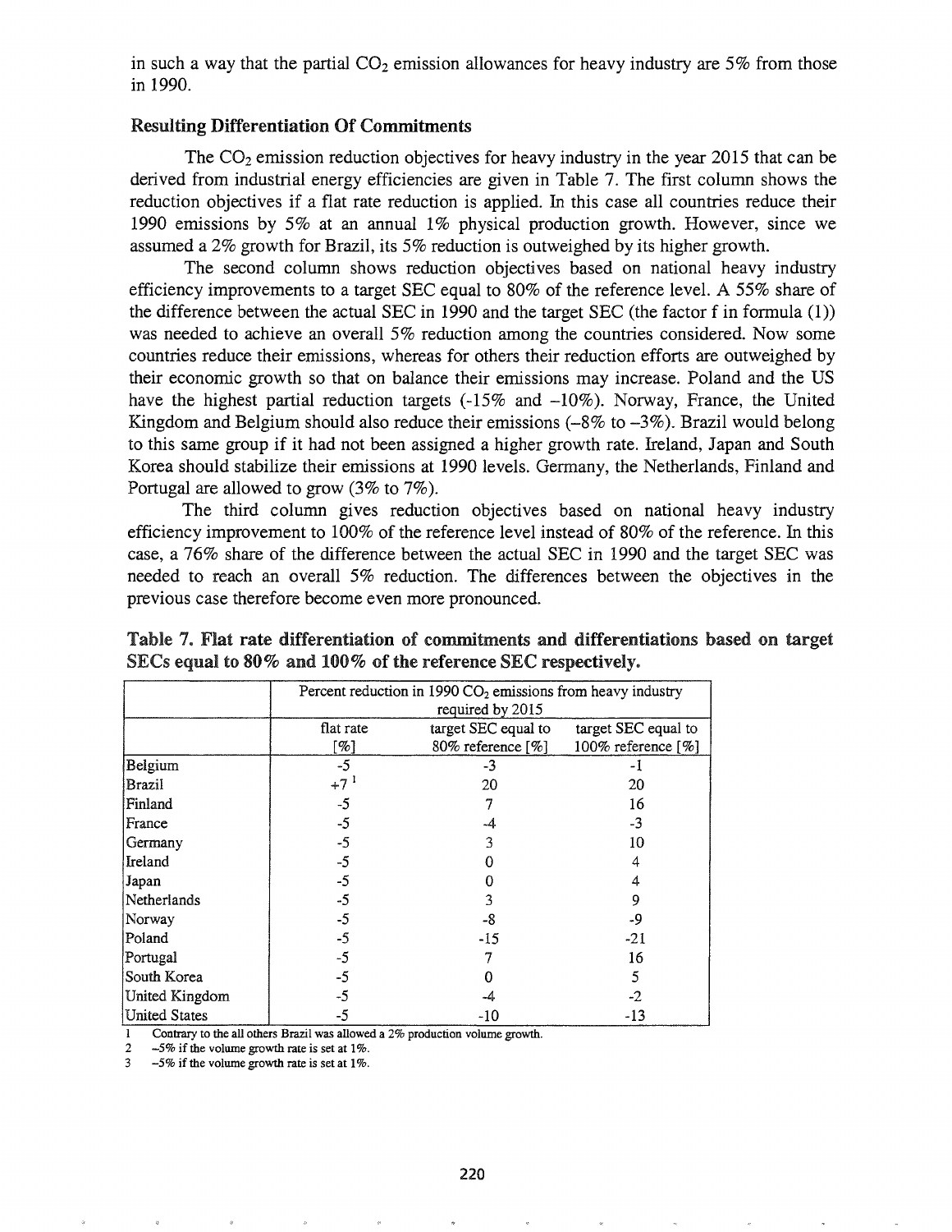in such a way that the partial $CO_2$ emission allowances for heavy industry are 5% from those in 1990.

### Resulting Differentiation Of Commitments

The $CO_2$ emission reduction objectives for heavy industry in the year 2015 that can be derived from industrial energy efficiencies are given in Table 7. The first column shows the reduction objectives if a flat rate reduction is applied. In this case all countries reduce their 1990 emissions by 5% at an annual 1% physical production growth. However, since we assumed a 2% growth for Brazil, its 5% reduction is outweighed by its higher growth.

The second column shows reduction objectives based on national heavy industry efficiency improvements to a target SEC equal to 80% of the reference level. A 55% share of the difference between the actual SEC in 1990 and the target SEC (the factor f in formula (1)) was needed to achieve an overall 5% reduction among the countries considered. Now some countries reduce their emissions, whereas for others their reduction efforts are outweighed by their economic growth so that on balance their emissions may increase. Poland and the US have the highest partial reduction targets (-15% and –10%). Norway, France, the United Kingdom and Belgium should also reduce their emissions (–8% to –3%). Brazil would belong to this same group if it had not been assigned a higher growth rate. Ireland, Japan and South Korea should stabilize their emissions at 1990 levels. Germany, the Netherlands, Finland and Portugal are allowed to grow (3% to 7%).

The third column gives reduction objectives based on national heavy industry efficiency improvement to 100% of the reference level instead of 80% of the reference. In this case, a 76% share of the difference between the actual SEC in 1990 and the target SEC was needed to reach an overall 5% reduction. The differences between the objectives in the previous case therefore become even more pronounced.

**Table 7. Flat rate differentiation of commitments and differentiations based on target SECs equal to 80% and 100% of the reference SEC respectively.**

| | Percent reduction in 1990 $CO_2$ emissions from heavy industry required by 2015 | | |
|---|---|---|---|
| | flat rate [%] | target SEC equal to 80% reference [%] | target SEC equal to 100% reference [%] |
| Belgium | -5 | -3 | -1 |
| Brazil | +7 [1] | 20 | 20 |
| Finland | -5 | 7 | 16 |
| France | -5 | -4 | -3 |
| Germany | -5 | 3 | 10 |
| Ireland | -5 | 0 | 4 |
| Japan | -5 | 0 | 4 |
| Netherlands | -5 | 3 | 9 |
| Norway | -5 | -8 | -9 |
| Poland | -5 | -15 | -21 |
| Portugal | -5 | 7 | 16 |
| South Korea | -5 | 0 | 5 |
| United Kingdom | -5 | -4 | -2 |
| United States | -5 | -10 | -13 |

1 Contrary to the all others Brazil was allowed a 2% production volume growth.

2 –5% if the volume growth rate is set at 1%.

3 –5% if the volume growth rate is set at 1%.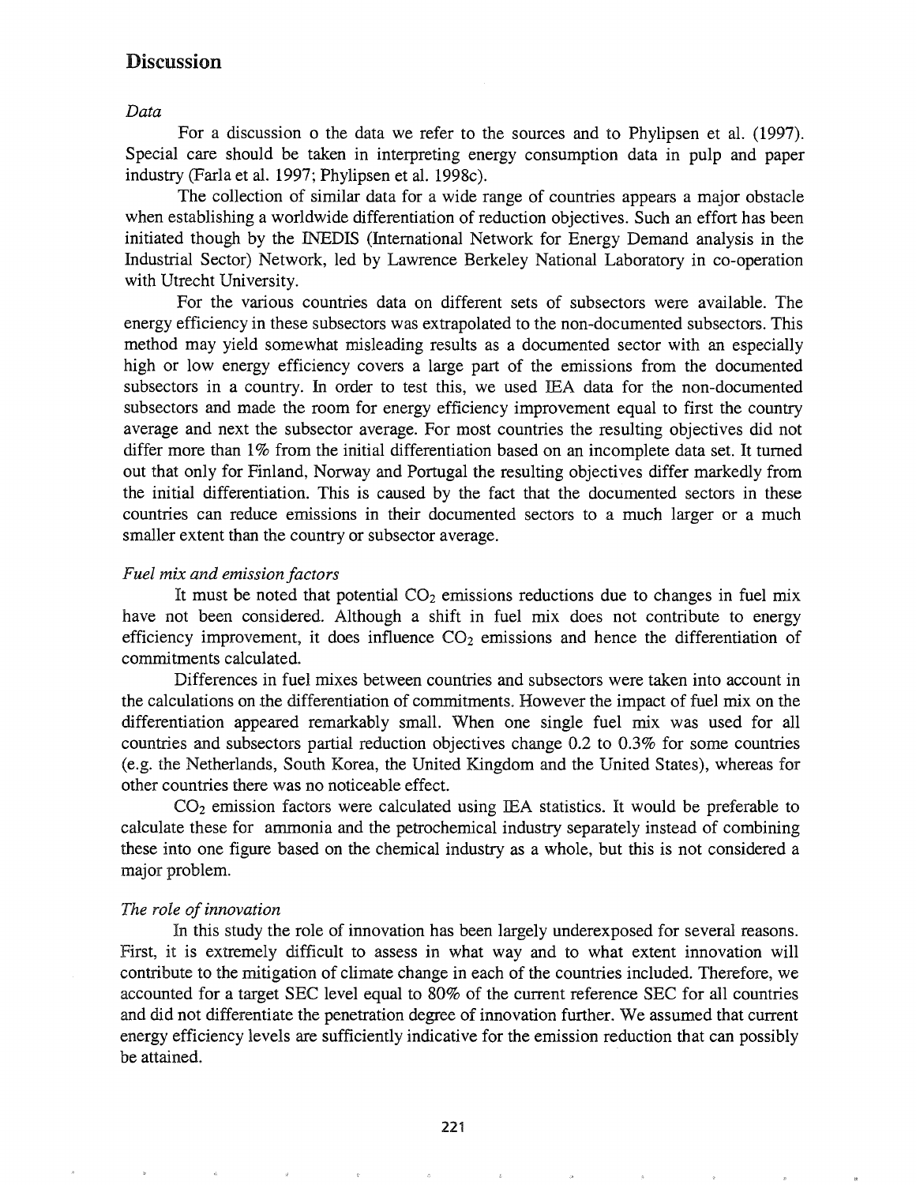## Discussion

*Data*

For a discussion o the data we refer to the sources and to Phylipsen et al. (1997). Special care should be taken in interpreting energy consumption data in pulp and paper industry (Farla et al. 1997; Phylipsen et al. 1998c).

The collection of similar data for a wide range of countries appears a major obstacle when establishing a worldwide differentiation of reduction objectives. Such an effort has been initiated though by the INEDIS (International Network for Energy Demand analysis in the Industrial Sector) Network, led by Lawrence Berkeley National Laboratory in co-operation with Utrecht University.

For the various countries data on different sets of subsectors were available. The energy efficiency in these subsectors was extrapolated to the non-documented subsectors. This method may yield somewhat misleading results as a documented sector with an especially high or low energy efficiency covers a large part of the emissions from the documented subsectors in a country. In order to test this, we used IEA data for the non-documented subsectors and made the room for energy efficiency improvement equal to first the country average and next the subsector average. For most countries the resulting objectives did not differ more than 1% from the initial differentiation based on an incomplete data set. It turned out that only for Finland, Norway and Portugal the resulting objectives differ markedly from the initial differentiation. This is caused by the fact that the documented sectors in these countries can reduce emissions in their documented sectors to a much larger or a much smaller extent than the country or subsector average.

*Fuel mix and emission factors*

It must be noted that potential $CO_2$ emissions reductions due to changes in fuel mix have not been considered. Although a shift in fuel mix does not contribute to energy efficiency improvement, it does influence $CO_2$ emissions and hence the differentiation of commitments calculated.

Differences in fuel mixes between countries and subsectors were taken into account in the calculations on the differentiation of commitments. However the impact of fuel mix on the differentiation appeared remarkably small. When one single fuel mix was used for all countries and subsectors partial reduction objectives change 0.2 to 0.3% for some countries (e.g. the Netherlands, South Korea, the United Kingdom and the United States), whereas for other countries there was no noticeable effect.

$CO_2$ emission factors were calculated using IEA statistics. It would be preferable to calculate these for ammonia and the petrochemical industry separately instead of combining these into one figure based on the chemical industry as a whole, but this is not considered a major problem.

*The role of innovation*

In this study the role of innovation has been largely underexposed for several reasons. First, it is extremely difficult to assess in what way and to what extent innovation will contribute to the mitigation of climate change in each of the countries included. Therefore, we accounted for a target SEC level equal to 80% of the current reference SEC for all countries and did not differentiate the penetration degree of innovation further. We assumed that current energy efficiency levels are sufficiently indicative for the emission reduction that can possibly be attained.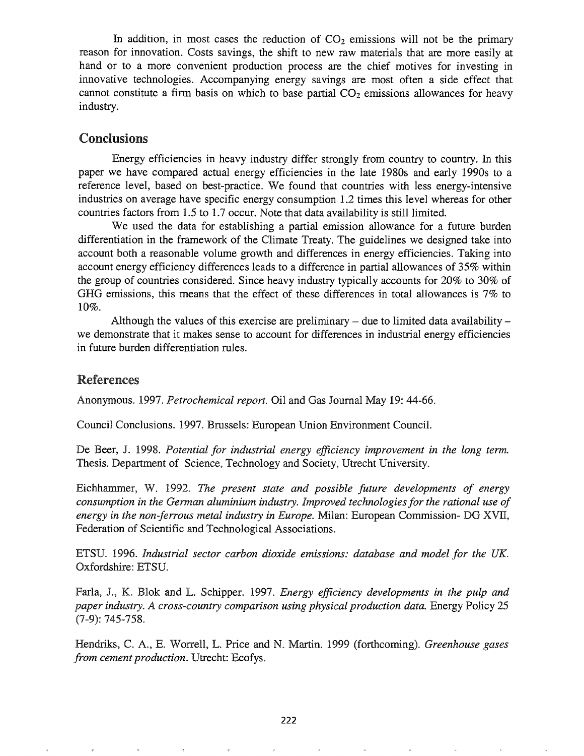In addition, in most cases the reduction of $CO_2$ emissions will not be the primary reason for innovation. Costs savings, the shift to new raw materials that are more easily at hand or to a more convenient production process are the chief motives for investing in innovative technologies. Accompanying energy savings are most often a side effect that cannot constitute a firm basis on which to base partial $CO_2$ emissions allowances for heavy industry.

## Conclusions

Energy efficiencies in heavy industry differ strongly from country to country. In this paper we have compared actual energy efficiencies in the late 1980s and early 1990s to a reference level, based on best-practice. We found that countries with less energy-intensive industries on average have specific energy consumption 1.2 times this level whereas for other countries factors from 1.5 to 1.7 occur. Note that data availability is still limited.

We used the data for establishing a partial emission allowance for a future burden differentiation in the framework of the Climate Treaty. The guidelines we designed take into account both a reasonable volume growth and differences in energy efficiencies. Taking into account energy efficiency differences leads to a difference in partial allowances of 35% within the group of countries considered. Since heavy industry typically accounts for 20% to 30% of GHG emissions, this means that the effect of these differences in total allowances is 7% to 10%.

Although the values of this exercise are preliminary – due to limited data availability – we demonstrate that it makes sense to account for differences in industrial energy efficiencies in future burden differentiation rules.

## References

Anonymous. 1997. *Petrochemical report.* Oil and Gas Journal May 19: 44-66.

Council Conclusions. 1997. Brussels: European Union Environment Council.

De Beer, J. 1998. *Potential for industrial energy efficiency improvement in the long term.* Thesis. Department of Science, Technology and Society, Utrecht University.

Eichhammer, W. 1992. *The present state and possible future developments of energy consumption in the German aluminium industry. Improved technologies for the rational use of energy in the non-ferrous metal industry in Europe.* Milan: European Commission- DG XVII, Federation of Scientific and Technological Associations.

ETSU. 1996. *Industrial sector carbon dioxide emissions: database and model for the UK.* Oxfordshire: ETSU.

Farla, J., K. Blok and L. Schipper. 1997. *Energy efficiency developments in the pulp and paper industry. A cross-country comparison using physical production data.* Energy Policy 25 (7-9): 745-758.

Hendriks, C. A., E. Worrell, L. Price and N. Martin. 1999 (forthcoming). *Greenhouse gases from cement production.* Utrecht: Ecofys.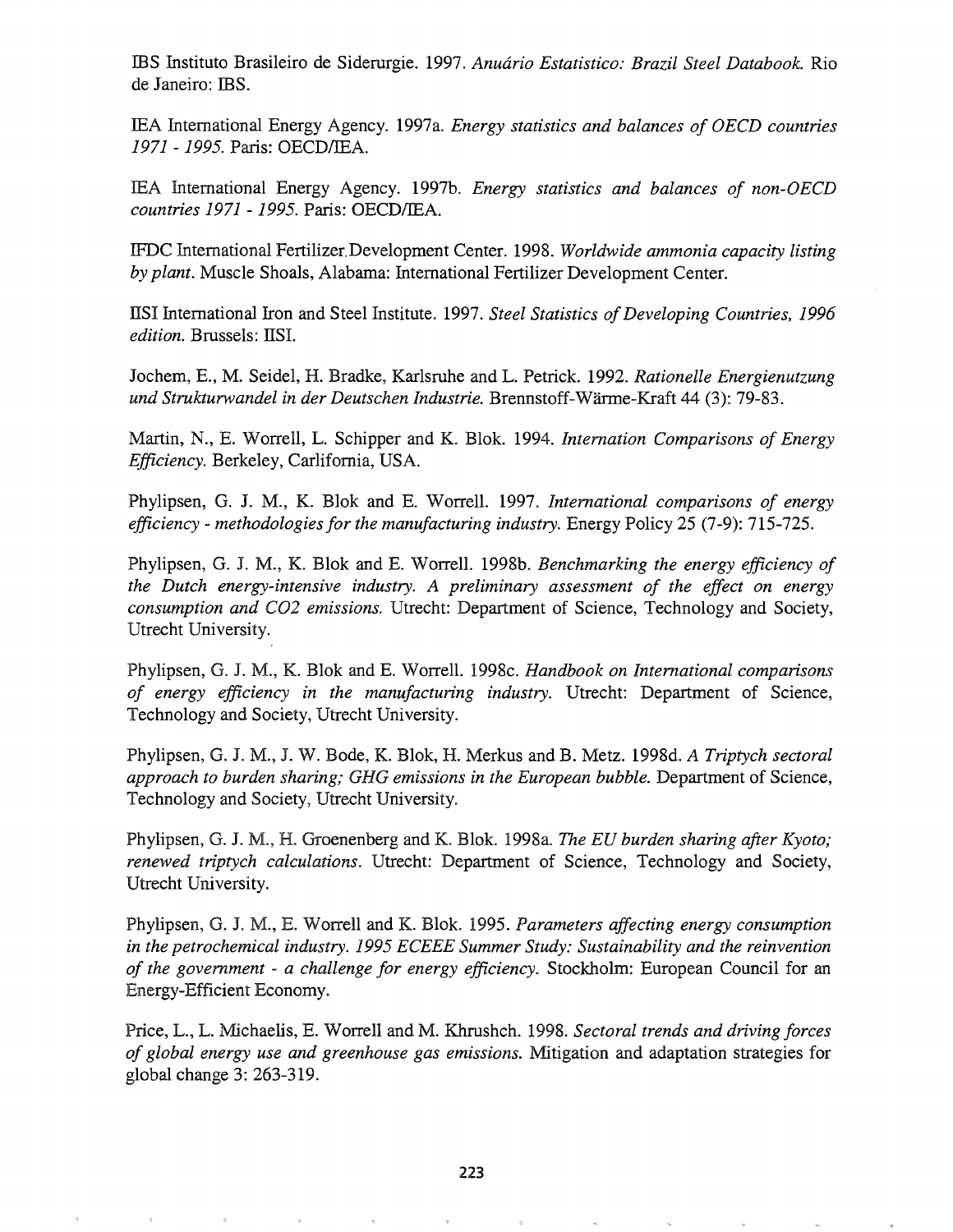IBS Instituto Brasileiro de Siderurgie. 1997. *Anuário Estatistico: Brazil Steel Databook.* Rio de Janeiro: IBS.

IEA International Energy Agency. 1997a. *Energy statistics and balances of OECD countries 1971 - 1995.* Paris: OECD/IEA.

IEA International Energy Agency. 1997b. *Energy statistics and balances of non-OECD countries 1971 - 1995.* Paris: OECD/IEA.

IFDC International Fertilizer Development Center. 1998. *Worldwide ammonia capacity listing by plant.* Muscle Shoals, Alabama: International Fertilizer Development Center.

IISI International Iron and Steel Institute. 1997. *Steel Statistics of Developing Countries, 1996 edition.* Brussels: IISI.

Jochem, E., M. Seidel, H. Bradke, Karlsruhe and L. Petrick. 1992. *Rationelle Energienutzung und Strukturwandel in der Deutschen Industrie.* Brennstoff-Wärme-Kraft 44 (3): 79-83.

Martin, N., E. Worrell, L. Schipper and K. Blok. 1994. *Internation Comparisons of Energy Efficiency.* Berkeley, Carlifornia, USA.

Phylipsen, G. J. M., K. Blok and E. Worrell. 1997. *International comparisons of energy efficiency - methodologies for the manufacturing industry.* Energy Policy 25 (7-9): 715-725.

Phylipsen, G. J. M., K. Blok and E. Worrell. 1998b. *Benchmarking the energy efficiency of the Dutch energy-intensive industry. A preliminary assessment of the effect on energy consumption and CO2 emissions.* Utrecht: Department of Science, Technology and Society, Utrecht University.

Phylipsen, G. J. M., K. Blok and E. Worrell. 1998c. *Handbook on International comparisons of energy efficiency in the manufacturing industry.* Utrecht: Department of Science, Technology and Society, Utrecht University.

Phylipsen, G. J. M., J. W. Bode, K. Blok, H. Merkus and B. Metz. 1998d. *A Triptych sectoral approach to burden sharing; GHG emissions in the European bubble.* Department of Science, Technology and Society, Utrecht University.

Phylipsen, G. J. M., H. Groenenberg and K. Blok. 1998a. *The EU burden sharing after Kyoto; renewed triptych calculations.* Utrecht: Department of Science, Technology and Society, Utrecht University.

Phylipsen, G. J. M., E. Worrell and K. Blok. 1995. *Parameters affecting energy consumption in the petrochemical industry. 1995 ECEEE Summer Study: Sustainability and the reinvention of the government - a challenge for energy efficiency.* Stockholm: European Council for an Energy-Efficient Economy.

Price, L., L. Michaelis, E. Worrell and M. Khrushch. 1998. *Sectoral trends and driving forces of global energy use and greenhouse gas emissions.* Mitigation and adaptation strategies for global change 3: 263-319.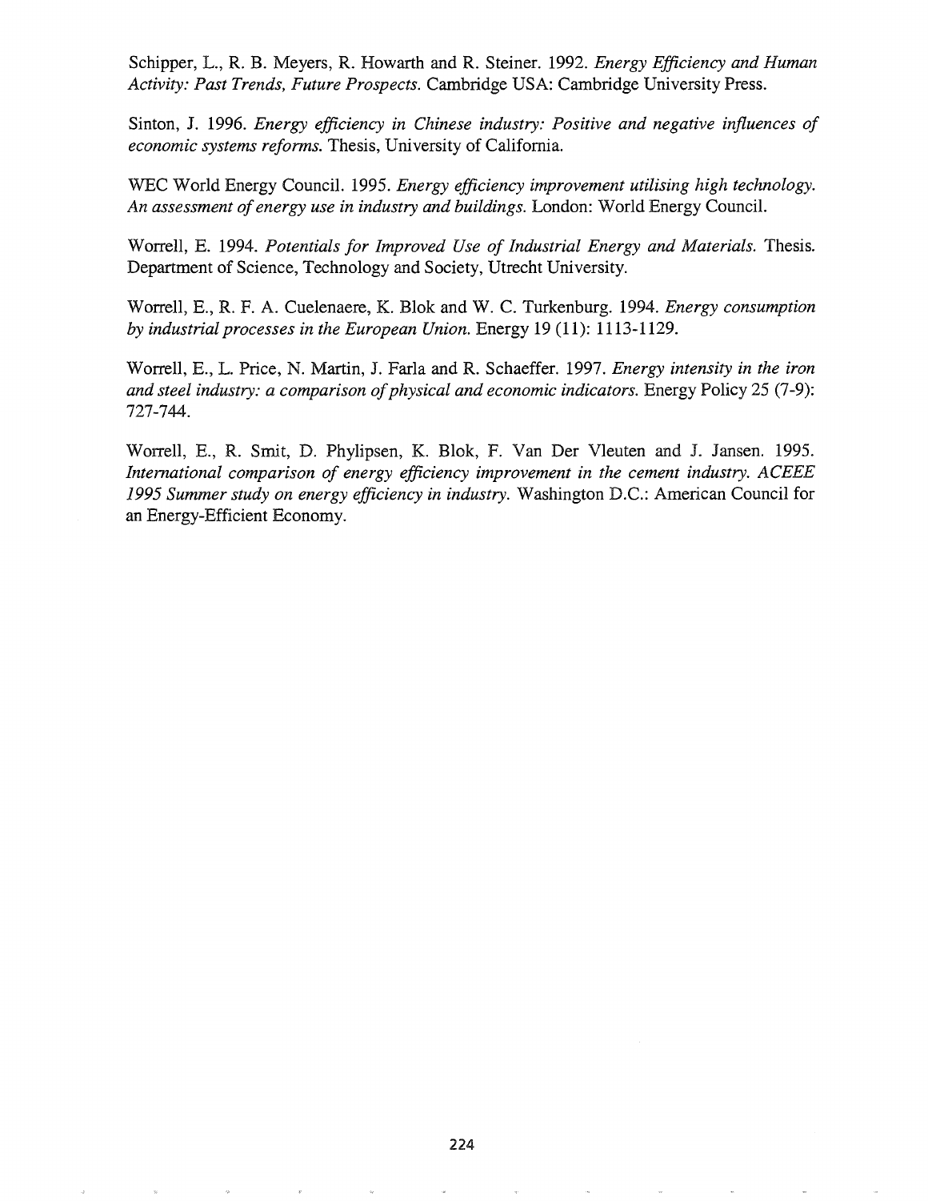Schipper, L., R. B. Meyers, R. Howarth and R. Steiner. 1992. *Energy Efficiency and Human Activity: Past Trends, Future Prospects.* Cambridge USA: Cambridge University Press.

Sinton, J. 1996. *Energy efficiency in Chinese industry: Positive and negative influences of economic systems reforms.* Thesis, University of California.

WEC World Energy Council. 1995. *Energy efficiency improvement utilising high technology. An assessment of energy use in industry and buildings.* London: World Energy Council.

Worrell, E. 1994. *Potentials for Improved Use of Industrial Energy and Materials.* Thesis. Department of Science, Technology and Society, Utrecht University.

Worrell, E., R. F. A. Cuelenaere, K. Blok and W. C. Turkenburg. 1994. *Energy consumption by industrial processes in the European Union.* Energy 19 (11): 1113-1129.

Worrell, E., L. Price, N. Martin, J. Farla and R. Schaeffer. 1997. *Energy intensity in the iron and steel industry: a comparison of physical and economic indicators.* Energy Policy 25 (7-9): 727-744.

Worrell, E., R. Smit, D. Phylipsen, K. Blok, F. Van Der Vleuten and J. Jansen. 1995. *International comparison of energy efficiency improvement in the cement industry. ACEEE 1995 Summer study on energy efficiency in industry.* Washington D.C.: American Council for an Energy-Efficient Economy.